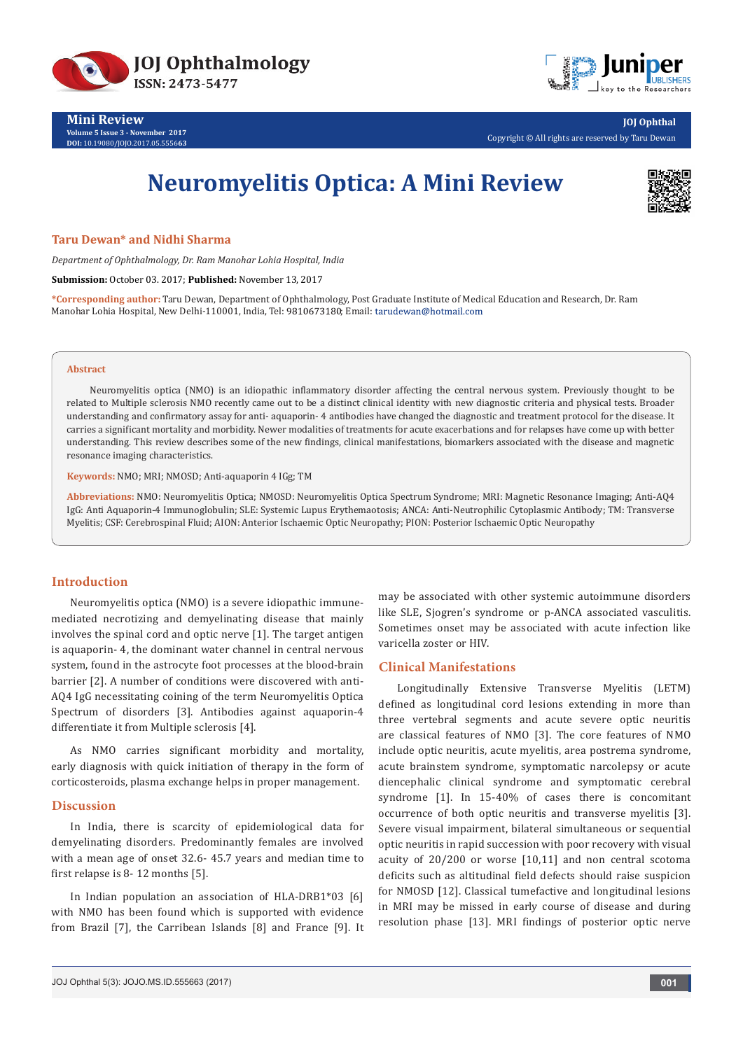Mini Review
Volume 5 Issue 3 - November 2017
DOI: 10.19080/JOJO.2017.05.555663

JOJ Ophthal
Copyright © All rights are reserved by Taru Dewan

# Neuromyelitis Optica: A Mini Review

**Taru Dewan* and Nidhi Sharma**

*Department of Ophthalmology, Dr. Ram Manohar Lohia Hospital, India*

**Submission:** October 03. 2017; **Published:** November 13, 2017

***Corresponding author:** Taru Dewan, Department of Ophthalmology, Post Graduate Institute of Medical Education and Research, Dr. Ram Manohar Lohia Hospital, New Delhi-110001, India, Tel: 9810673180; Email: tarudewan@hotmail.com

**Abstract**

Neuromyelitis optica (NMO) is an idiopathic inflammatory disorder affecting the central nervous system. Previously thought to be related to Multiple sclerosis NMO recently came out to be a distinct clinical identity with new diagnostic criteria and physical tests. Broader understanding and confirmatory assay for anti- aquaporin- 4 antibodies have changed the diagnostic and treatment protocol for the disease. It carries a significant mortality and morbidity. Newer modalities of treatments for acute exacerbations and for relapses have come up with better understanding. This review describes some of the new findings, clinical manifestations, biomarkers associated with the disease and magnetic resonance imaging characteristics.

**Keywords:** NMO; MRI; NMOSD; Anti-aquaporin 4 IGg; TM

**Abbreviations:** NMO: Neuromyelitis Optica; NMOSD: Neuromyelitis Optica Spectrum Syndrome; MRI: Magnetic Resonance Imaging; Anti-AQ4 IgG: Anti Aquaporin-4 Immunoglobulin; SLE: Systemic Lupus Erythematosis; ANCA: Anti-Neutrophilic Cytoplasmic Antibody; TM: Transverse Myelitis; CSF: Cerebrospinal Fluid; AION: Anterior Ischaemic Optic Neuropathy; PION: Posterior Ischaemic Optic Neuropathy

## Introduction

Neuromyelitis optica (NMO) is a severe idiopathic immune-mediated necrotizing and demyelinating disease that mainly involves the spinal cord and optic nerve [1]. The target antigen is aquaporin- 4, the dominant water channel in central nervous system, found in the astrocyte foot processes at the blood-brain barrier [2]. A number of conditions were discovered with anti-AQ4 IgG necessitating coining of the term Neuromyelitis Optica Spectrum of disorders [3]. Antibodies against aquaporin-4 differentiate it from Multiple sclerosis [4].

As NMO carries significant morbidity and mortality, early diagnosis with quick initiation of therapy in the form of corticosteroids, plasma exchange helps in proper management.

## Discussion

In India, there is scarcity of epidemiological data for demyelinating disorders. Predominantly females are involved with a mean age of onset 32.6- 45.7 years and median time to first relapse is 8- 12 months [5].

In Indian population an association of HLA-DRB1*03 [6] with NMO has been found which is supported with evidence from Brazil [7], the Carribean Islands [8] and France [9]. It may be associated with other systemic autoimmune disorders like SLE, Sjogren's syndrome or p-ANCA associated vasculitis. Sometimes onset may be associated with acute infection like varicella zoster or HIV.

## Clinical Manifestations

Longitudinally Extensive Transverse Myelitis (LETM) defined as longitudinal cord lesions extending in more than three vertebral segments and acute severe optic neuritis are classical features of NMO [3]. The core features of NMO include optic neuritis, acute myelitis, area postrema syndrome, acute brainstem syndrome, symptomatic narcolepsy or acute diencephalic clinical syndrome and symptomatic cerebral syndrome [1]. In 15-40% of cases there is concomitant occurrence of both optic neuritis and transverse myelitis [3]. Severe visual impairment, bilateral simultaneous or sequential optic neuritis in rapid succession with poor recovery with visual acuity of 20/200 or worse [10,11] and non central scotoma deficits such as altitudinal field defects should raise suspicion for NMOSD [12]. Classical tumefactive and longitudinal lesions in MRI may be missed in early course of disease and during resolution phase [13]. MRI findings of posterior optic nerve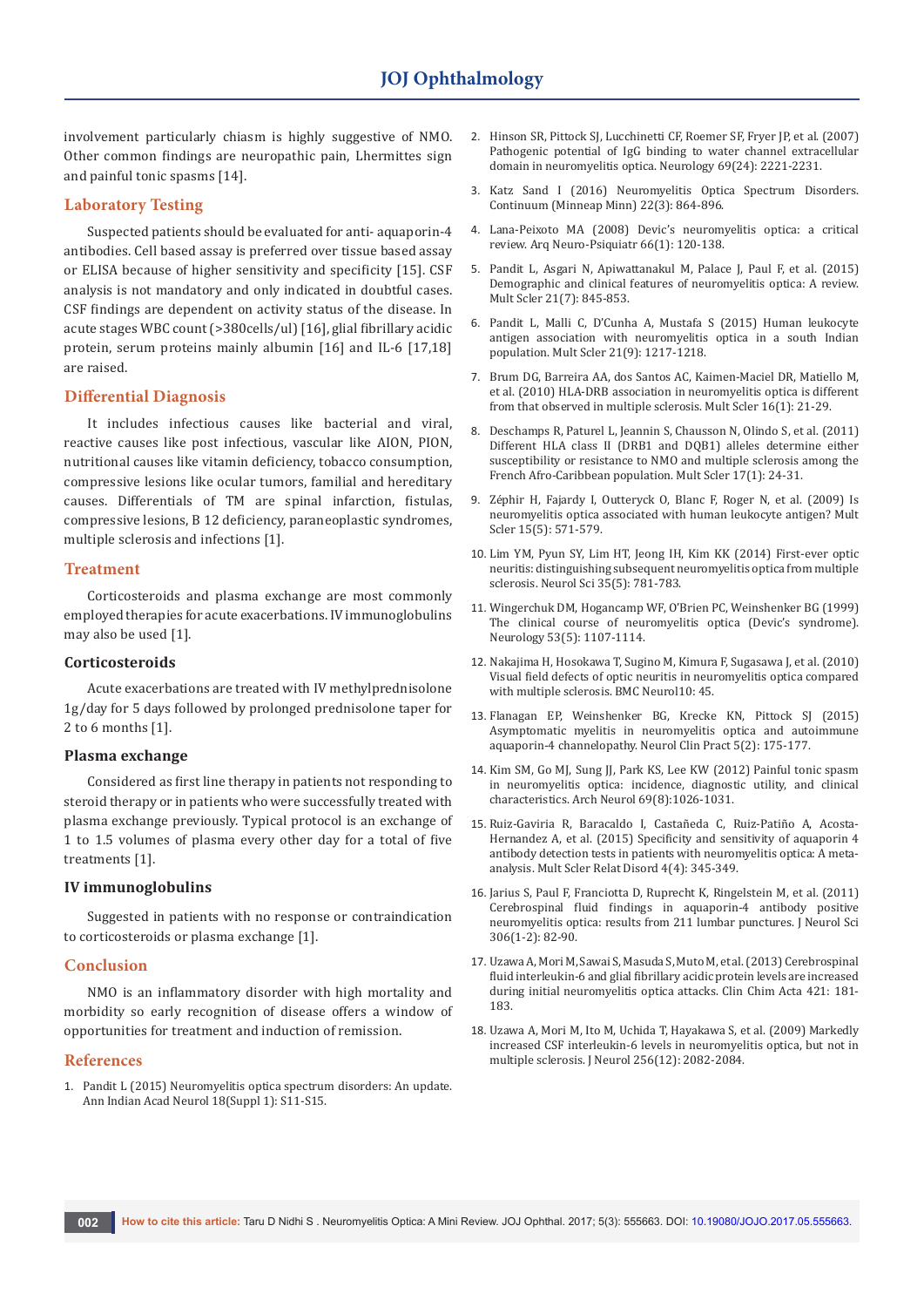involvement particularly chiasm is highly suggestive of NMO. Other common findings are neuropathic pain, Lhermittes sign and painful tonic spasms [14].

## Laboratory Testing

Suspected patients should be evaluated for anti- aquaporin-4 antibodies. Cell based assay is preferred over tissue based assay or ELISA because of higher sensitivity and specificity [15]. CSF analysis is not mandatory and only indicated in doubtful cases. CSF findings are dependent on activity status of the disease. In acute stages WBC count (>380cells/ul) [16], glial fibrillary acidic protein, serum proteins mainly albumin [16] and IL-6 [17,18] are raised.

## Differential Diagnosis

It includes infectious causes like bacterial and viral, reactive causes like post infectious, vascular like AION, PION, nutritional causes like vitamin deficiency, tobacco consumption, compressive lesions like ocular tumors, familial and hereditary causes. Differentials of TM are spinal infarction, fistulas, compressive lesions, B 12 deficiency, paraneoplastic syndromes, multiple sclerosis and infections [1].

## Treatment

Corticosteroids and plasma exchange are most commonly employed therapies for acute exacerbations. IV immunoglobulins may also be used [1].

### Corticosteroids

Acute exacerbations are treated with IV methylprednisolone 1g/day for 5 days followed by prolonged prednisolone taper for 2 to 6 months [1].

### Plasma exchange

Considered as first line therapy in patients not responding to steroid therapy or in patients who were successfully treated with plasma exchange previously. Typical protocol is an exchange of 1 to 1.5 volumes of plasma every other day for a total of five treatments [1].

### IV immunoglobulins

Suggested in patients with no response or contraindication to corticosteroids or plasma exchange [1].

## Conclusion

NMO is an inflammatory disorder with high mortality and morbidity so early recognition of disease offers a window of opportunities for treatment and induction of remission.

## References

1. Pandit L (2015) Neuromyelitis optica spectrum disorders: An update. Ann Indian Acad Neurol 18(Suppl 1): S11-S15.
2. Hinson SR, Pittock SJ, Lucchinetti CF, Roemer SF, Fryer JP, et al. (2007) Pathogenic potential of IgG binding to water channel extracellular domain in neuromyelitis optica. Neurology 69(24): 2221-2231.
3. Katz Sand I (2016) Neuromyelitis Optica Spectrum Disorders. Continuum (Minneap Minn) 22(3): 864-896.
4. Lana-Peixoto MA (2008) Devic's neuromyelitis optica: a critical review. Arq Neuro-Psiquiatr 66(1): 120-138.
5. Pandit L, Asgari N, Apiwattanakul M, Palace J, Paul F, et al. (2015) Demographic and clinical features of neuromyelitis optica: A review. Mult Scler 21(7): 845-853.
6. Pandit L, Malli C, D'Cunha A, Mustafa S (2015) Human leukocyte antigen association with neuromyelitis optica in a south Indian population. Mult Scler 21(9): 1217-1218.
7. Brum DG, Barreira AA, dos Santos AC, Kaimen-Maciel DR, Matiello M, et al. (2010) HLA-DRB association in neuromyelitis optica is different from that observed in multiple sclerosis. Mult Scler 16(1): 21-29.
8. Deschamps R, Paturel L, Jeannin S, Chausson N, Olindo S, et al. (2011) Different HLA class II (DRB1 and DQB1) alleles determine either susceptibility or resistance to NMO and multiple sclerosis among the French Afro-Caribbean population. Mult Scler 17(1): 24-31.
9. Zéphir H, Fajardy I, Outteryck O, Blanc F, Roger N, et al. (2009) Is neuromyelitis optica associated with human leukocyte antigen? Mult Scler 15(5): 571-579.
10. Lim YM, Pyun SY, Lim HT, Jeong IH, Kim KK (2014) First-ever optic neuritis: distinguishing subsequent neuromyelitis optica from multiple sclerosis. Neurol Sci 35(5): 781-783.
11. Wingerchuk DM, Hogancamp WF, O'Brien PC, Weinshenker BG (1999) The clinical course of neuromyelitis optica (Devic's syndrome). Neurology 53(5): 1107-1114.
12. Nakajima H, Hosokawa T, Sugino M, Kimura F, Sugasawa J, et al. (2010) Visual field defects of optic neuritis in neuromyelitis optica compared with multiple sclerosis. BMC Neurol10: 45.
13. Flanagan EP, Weinshenker BG, Krecke KN, Pittock SJ (2015) Asymptomatic myelitis in neuromyelitis optica and autoimmune aquaporin-4 channelopathy. Neurol Clin Pract 5(2): 175-177.
14. Kim SM, Go MJ, Sung JJ, Park KS, Lee KW (2012) Painful tonic spasm in neuromyelitis optica: incidence, diagnostic utility, and clinical characteristics. Arch Neurol 69(8):1026-1031.
15. Ruiz-Gaviria R, Baracaldo I, Castañeda C, Ruiz-Patiño A, Acosta-Hernandez A, et al. (2015) Specificity and sensitivity of aquaporin 4 antibody detection tests in patients with neuromyelitis optica: A meta-analysis. Mult Scler Relat Disord 4(4): 345-349.
16. Jarius S, Paul F, Franciotta D, Ruprecht K, Ringelstein M, et al. (2011) Cerebrospinal fluid findings in aquaporin-4 antibody positive neuromyelitis optica: results from 211 lumbar punctures. J Neurol Sci 306(1-2): 82-90.
17. Uzawa A, Mori M, Sawai S, Masuda S, Muto M, et al. (2013) Cerebrospinal fluid interleukin-6 and glial fibrillary acidic protein levels are increased during initial neuromyelitis optica attacks. Clin Chim Acta 421: 181-183.
18. Uzawa A, Mori M, Ito M, Uchida T, Hayakawa S, et al. (2009) Markedly increased CSF interleukin-6 levels in neuromyelitis optica, but not in multiple sclerosis. J Neurol 256(12): 2082-2084.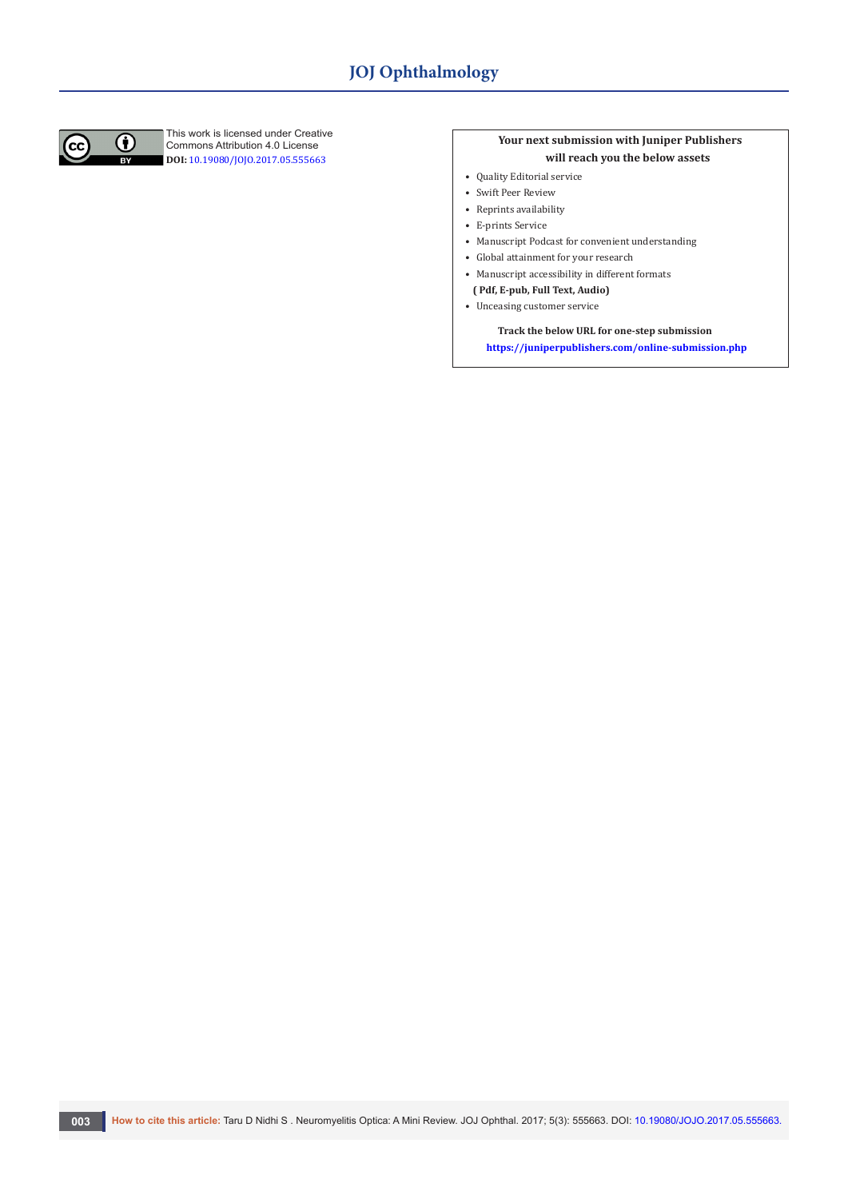This work is licensed under Creative Commons Attribution 4.0 License

**DOI:** 10.19080/JOJO.2017.05.555663

**Your next submission with Juniper Publishers will reach you the below assets**

- Quality Editorial service
- Swift Peer Review
- Reprints availability
- E-prints Service
- Manuscript Podcast for convenient understanding
- Global attainment for your research
- Manuscript accessibility in different formats

**( Pdf, E-pub, Full Text, Audio)**

- Unceasing customer service

**Track the below URL for one-step submission**

**https://juniperpublishers.com/online-submission.php**

**How to cite this article:** Taru D Nidhi S . Neuromyelitis Optica: A Mini Review. JOJ Ophthal. 2017; 5(3): 555663. DOI: 10.19080/JOJO.2017.05.555663.